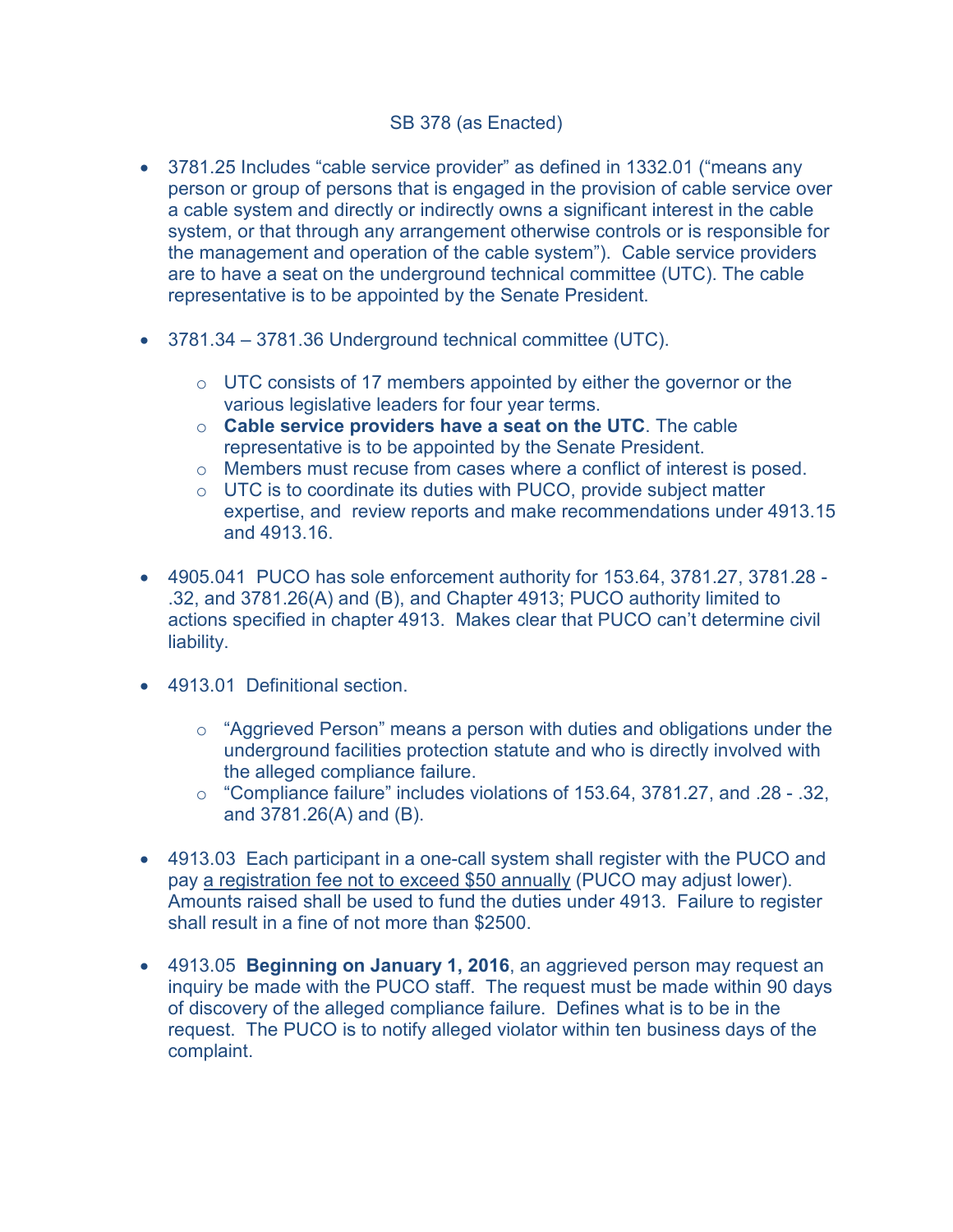# SB 378 (as Enacted)

- 3781.25 Includes "cable service provider" as defined in 1332.01 ("means any person or group of persons that is engaged in the provision of cable service over a cable system and directly or indirectly owns a significant interest in the cable system, or that through any arrangement otherwise controls or is responsible for the management and operation of the cable system"). Cable service providers are to have a seat on the underground technical committee (UTC). The cable representative is to be appointed by the Senate President.

- 3781.34 – 3781.36 Underground technical committee (UTC).
  - UTC consists of 17 members appointed by either the governor or the various legislative leaders for four year terms.
  - **Cable service providers have a seat on the UTC**. The cable representative is to be appointed by the Senate President.
  - Members must recuse from cases where a conflict of interest is posed.
  - UTC is to coordinate its duties with PUCO, provide subject matter expertise, and review reports and make recommendations under 4913.15 and 4913.16.

- 4905.041 PUCO has sole enforcement authority for 153.64, 3781.27, 3781.28 - .32, and 3781.26(A) and (B), and Chapter 4913; PUCO authority limited to actions specified in chapter 4913. Makes clear that PUCO can't determine civil liability.

- 4913.01 Definitional section.
  - "Aggrieved Person" means a person with duties and obligations under the underground facilities protection statute and who is directly involved with the alleged compliance failure.
  - "Compliance failure" includes violations of 153.64, 3781.27, and .28 - .32, and 3781.26(A) and (B).

- 4913.03 Each participant in a one-call system shall register with the PUCO and pay <u>a registration fee not to exceed $50 annually</u> (PUCO may adjust lower). Amounts raised shall be used to fund the duties under 4913. Failure to register shall result in a fine of not more than $2500.

- 4913.05 **Beginning on January 1, 2016**, an aggrieved person may request an inquiry be made with the PUCO staff. The request must be made within 90 days of discovery of the alleged compliance failure. Defines what is to be in the request. The PUCO is to notify alleged violator within ten business days of the complaint.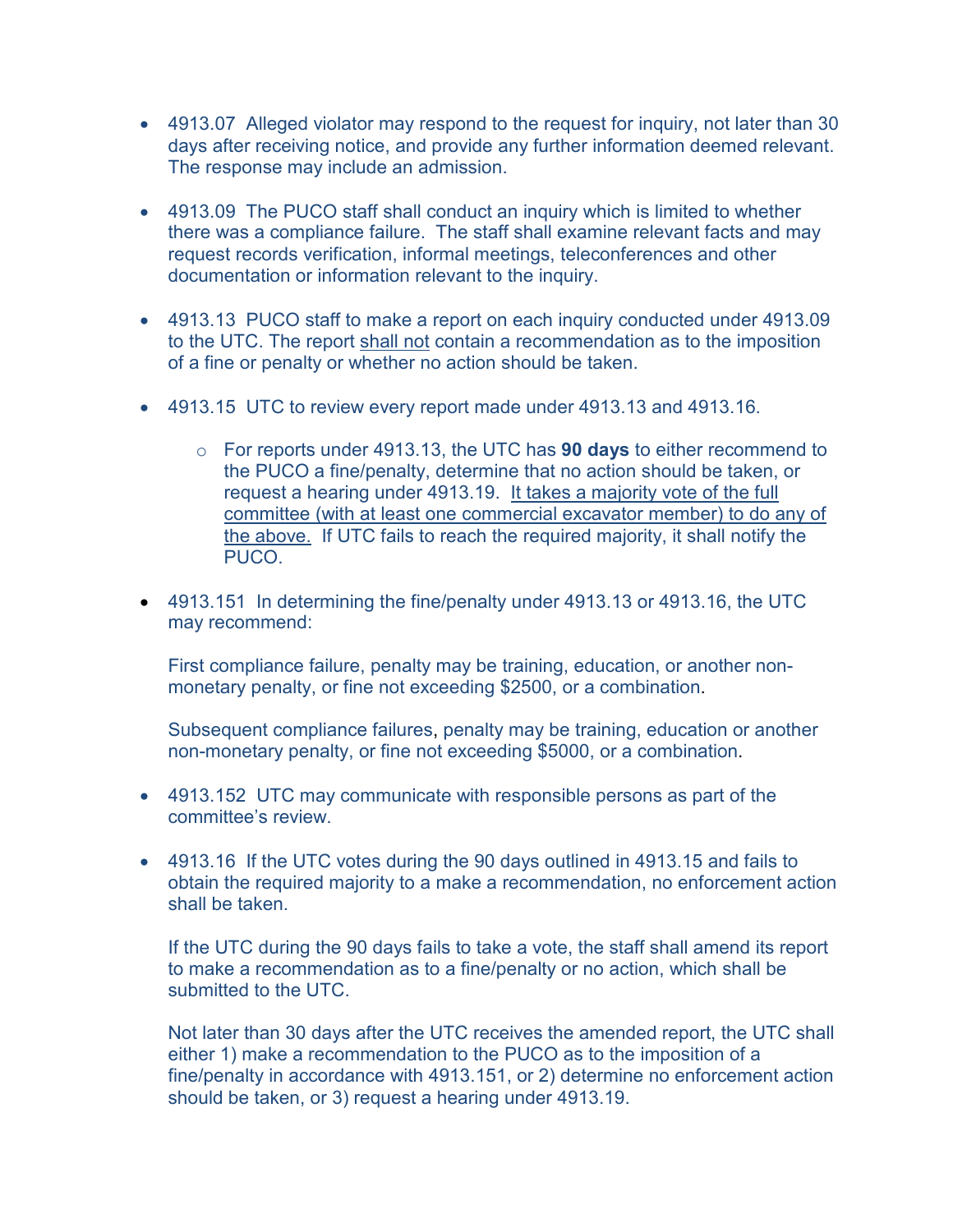- 4913.07 Alleged violator may respond to the request for inquiry, not later than 30 days after receiving notice, and provide any further information deemed relevant. The response may include an admission.

- 4913.09 The PUCO staff shall conduct an inquiry which is limited to whether there was a compliance failure. The staff shall examine relevant facts and may request records verification, informal meetings, teleconferences and other documentation or information relevant to the inquiry.

- 4913.13 PUCO staff to make a report on each inquiry conducted under 4913.09 to the UTC. The report <u>shall not</u> contain a recommendation as to the imposition of a fine or penalty or whether no action should be taken.

- 4913.15 UTC to review every report made under 4913.13 and 4913.16.

    - For reports under 4913.13, the UTC has **90 days** to either recommend to the PUCO a fine/penalty, determine that no action should be taken, or request a hearing under 4913.19. <u>It takes a majority vote of the full committee (with at least one commercial excavator member) to do any of the above.</u> If UTC fails to reach the required majority, it shall notify the PUCO.

- 4913.151 In determining the fine/penalty under 4913.13 or 4913.16, the UTC may recommend:

  First compliance failure, penalty may be training, education, or another non-monetary penalty, or fine not exceeding $2500, or a combination.

  Subsequent compliance failures, penalty may be training, education or another non-monetary penalty, or fine not exceeding $5000, or a combination.

- 4913.152 UTC may communicate with responsible persons as part of the committee's review.

- 4913.16 If the UTC votes during the 90 days outlined in 4913.15 and fails to obtain the required majority to a make a recommendation, no enforcement action shall be taken.

  If the UTC during the 90 days fails to take a vote, the staff shall amend its report to make a recommendation as to a fine/penalty or no action, which shall be submitted to the UTC.

  Not later than 30 days after the UTC receives the amended report, the UTC shall either 1) make a recommendation to the PUCO as to the imposition of a fine/penalty in accordance with 4913.151, or 2) determine no enforcement action should be taken, or 3) request a hearing under 4913.19.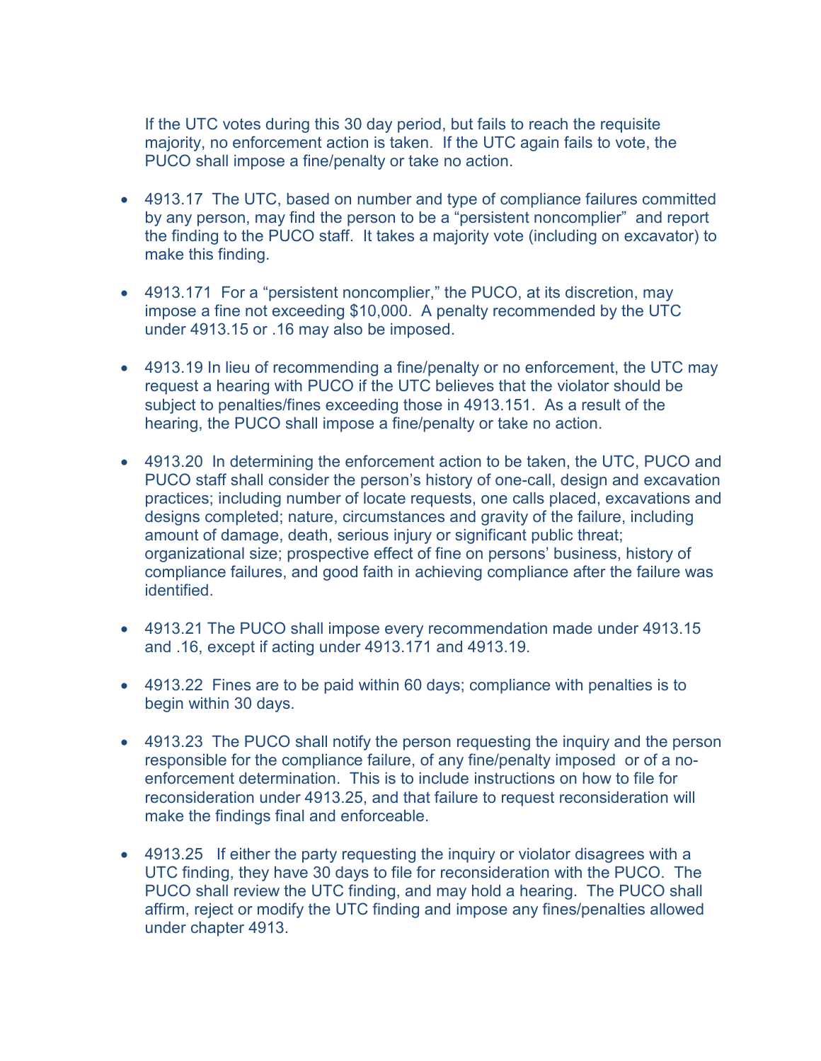If the UTC votes during this 30 day period, but fails to reach the requisite majority, no enforcement action is taken. If the UTC again fails to vote, the PUCO shall impose a fine/penalty or take no action.

- 4913.17 The UTC, based on number and type of compliance failures committed by any person, may find the person to be a "persistent noncomplier" and report the finding to the PUCO staff. It takes a majority vote (including on excavator) to make this finding.

- 4913.171 For a "persistent noncomplier," the PUCO, at its discretion, may impose a fine not exceeding $10,000. A penalty recommended by the UTC under 4913.15 or .16 may also be imposed.

- 4913.19 In lieu of recommending a fine/penalty or no enforcement, the UTC may request a hearing with PUCO if the UTC believes that the violator should be subject to penalties/fines exceeding those in 4913.151. As a result of the hearing, the PUCO shall impose a fine/penalty or take no action.

- 4913.20 In determining the enforcement action to be taken, the UTC, PUCO and PUCO staff shall consider the person's history of one-call, design and excavation practices; including number of locate requests, one calls placed, excavations and designs completed; nature, circumstances and gravity of the failure, including amount of damage, death, serious injury or significant public threat; organizational size; prospective effect of fine on persons' business, history of compliance failures, and good faith in achieving compliance after the failure was identified.

- 4913.21 The PUCO shall impose every recommendation made under 4913.15 and .16, except if acting under 4913.171 and 4913.19.

- 4913.22 Fines are to be paid within 60 days; compliance with penalties is to begin within 30 days.

- 4913.23 The PUCO shall notify the person requesting the inquiry and the person responsible for the compliance failure, of any fine/penalty imposed or of a no-enforcement determination. This is to include instructions on how to file for reconsideration under 4913.25, and that failure to request reconsideration will make the findings final and enforceable.

- 4913.25 If either the party requesting the inquiry or violator disagrees with a UTC finding, they have 30 days to file for reconsideration with the PUCO. The PUCO shall review the UTC finding, and may hold a hearing. The PUCO shall affirm, reject or modify the UTC finding and impose any fines/penalties allowed under chapter 4913.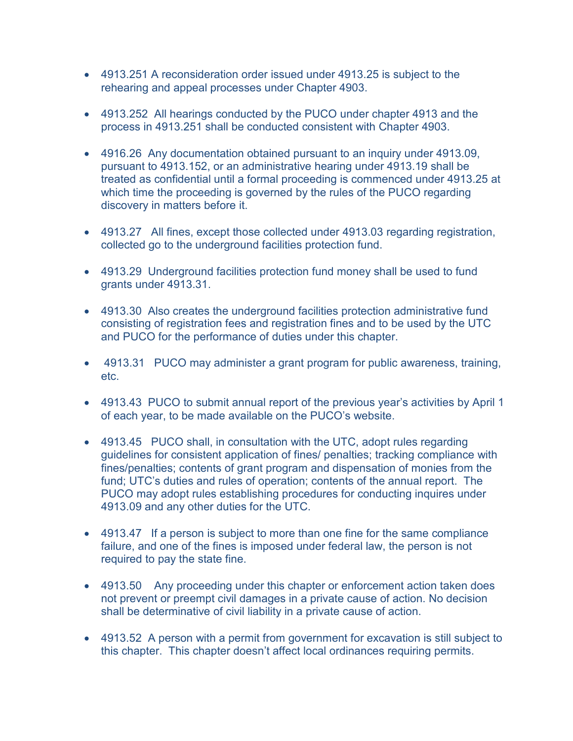- 4913.251 A reconsideration order issued under 4913.25 is subject to the rehearing and appeal processes under Chapter 4903.

- 4913.252 All hearings conducted by the PUCO under chapter 4913 and the process in 4913.251 shall be conducted consistent with Chapter 4903.

- 4916.26 Any documentation obtained pursuant to an inquiry under 4913.09, pursuant to 4913.152, or an administrative hearing under 4913.19 shall be treated as confidential until a formal proceeding is commenced under 4913.25 at which time the proceeding is governed by the rules of the PUCO regarding discovery in matters before it.

- 4913.27 All fines, except those collected under 4913.03 regarding registration, collected go to the underground facilities protection fund.

- 4913.29 Underground facilities protection fund money shall be used to fund grants under 4913.31.

- 4913.30 Also creates the underground facilities protection administrative fund consisting of registration fees and registration fines and to be used by the UTC and PUCO for the performance of duties under this chapter.

- 4913.31 PUCO may administer a grant program for public awareness, training, etc.

- 4913.43 PUCO to submit annual report of the previous year's activities by April 1 of each year, to be made available on the PUCO's website.

- 4913.45 PUCO shall, in consultation with the UTC, adopt rules regarding guidelines for consistent application of fines/ penalties; tracking compliance with fines/penalties; contents of grant program and dispensation of monies from the fund; UTC's duties and rules of operation; contents of the annual report. The PUCO may adopt rules establishing procedures for conducting inquires under 4913.09 and any other duties for the UTC.

- 4913.47 If a person is subject to more than one fine for the same compliance failure, and one of the fines is imposed under federal law, the person is not required to pay the state fine.

- 4913.50 Any proceeding under this chapter or enforcement action taken does not prevent or preempt civil damages in a private cause of action. No decision shall be determinative of civil liability in a private cause of action.

- 4913.52 A person with a permit from government for excavation is still subject to this chapter. This chapter doesn't affect local ordinances requiring permits.